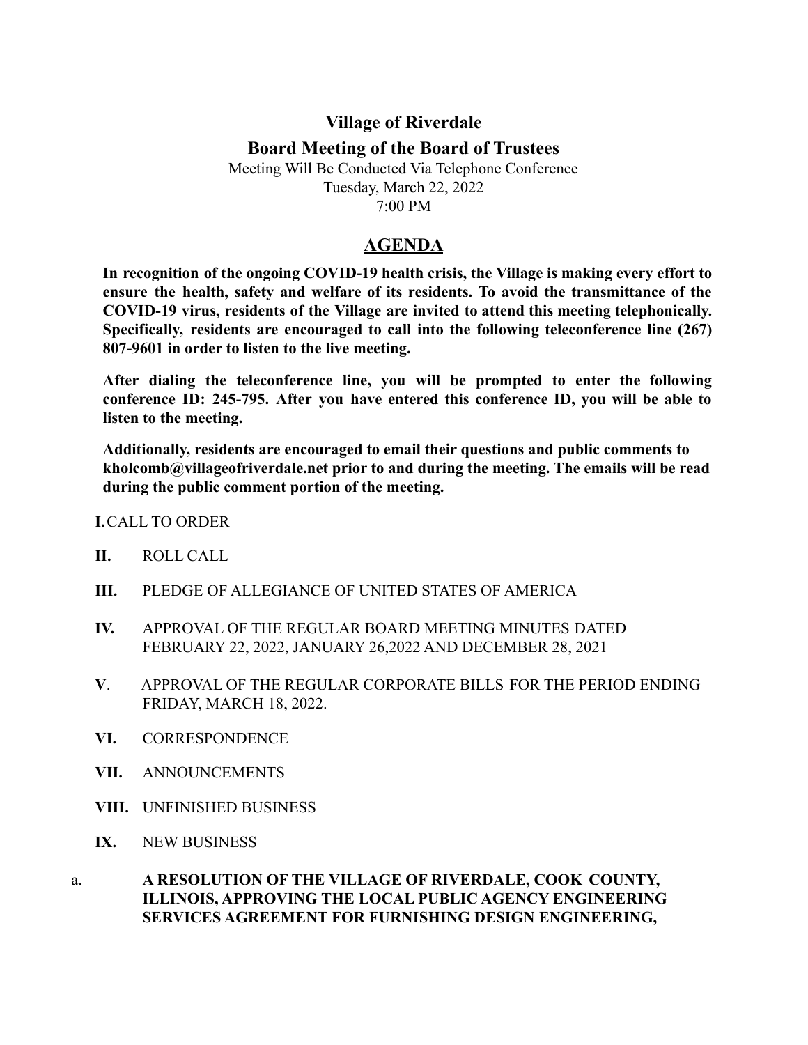# Village of Riverdale

## Board Meeting of the Board of Trustees

Meeting Will Be Conducted Via Telephone Conference
Tuesday, March 22, 2022
7:00 PM

## AGENDA

**In recognition of the ongoing COVID-19 health crisis, the Village is making every effort to ensure the health, safety and welfare of its residents. To avoid the transmittance of the COVID-19 virus, residents of the Village are invited to attend this meeting telephonically. Specifically, residents are encouraged to call into the following teleconference line (267) 807-9601 in order to listen to the live meeting.**

**After dialing the teleconference line, you will be prompted to enter the following conference ID: 245-795. After you have entered this conference ID, you will be able to listen to the meeting.**

**Additionally, residents are encouraged to email their questions and public comments to kholcomb@villageofriverdale.net prior to and during the meeting. The emails will be read during the public comment portion of the meeting.**

**I.** CALL TO ORDER

**II.** ROLL CALL

**III.** PLEDGE OF ALLEGIANCE OF UNITED STATES OF AMERICA

**IV.** APPROVAL OF THE REGULAR BOARD MEETING MINUTES DATED FEBRUARY 22, 2022, JANUARY 26,2022 AND DECEMBER 28, 2021

**V**. APPROVAL OF THE REGULAR CORPORATE BILLS FOR THE PERIOD ENDING FRIDAY, MARCH 18, 2022.

**VI.** CORRESPONDENCE

**VII.** ANNOUNCEMENTS

**VIII.** UNFINISHED BUSINESS

**IX.** NEW BUSINESS

a. **A RESOLUTION OF THE VILLAGE OF RIVERDALE, COOK COUNTY, ILLINOIS, APPROVING THE LOCAL PUBLIC AGENCY ENGINEERING SERVICES AGREEMENT FOR FURNISHING DESIGN ENGINEERING,**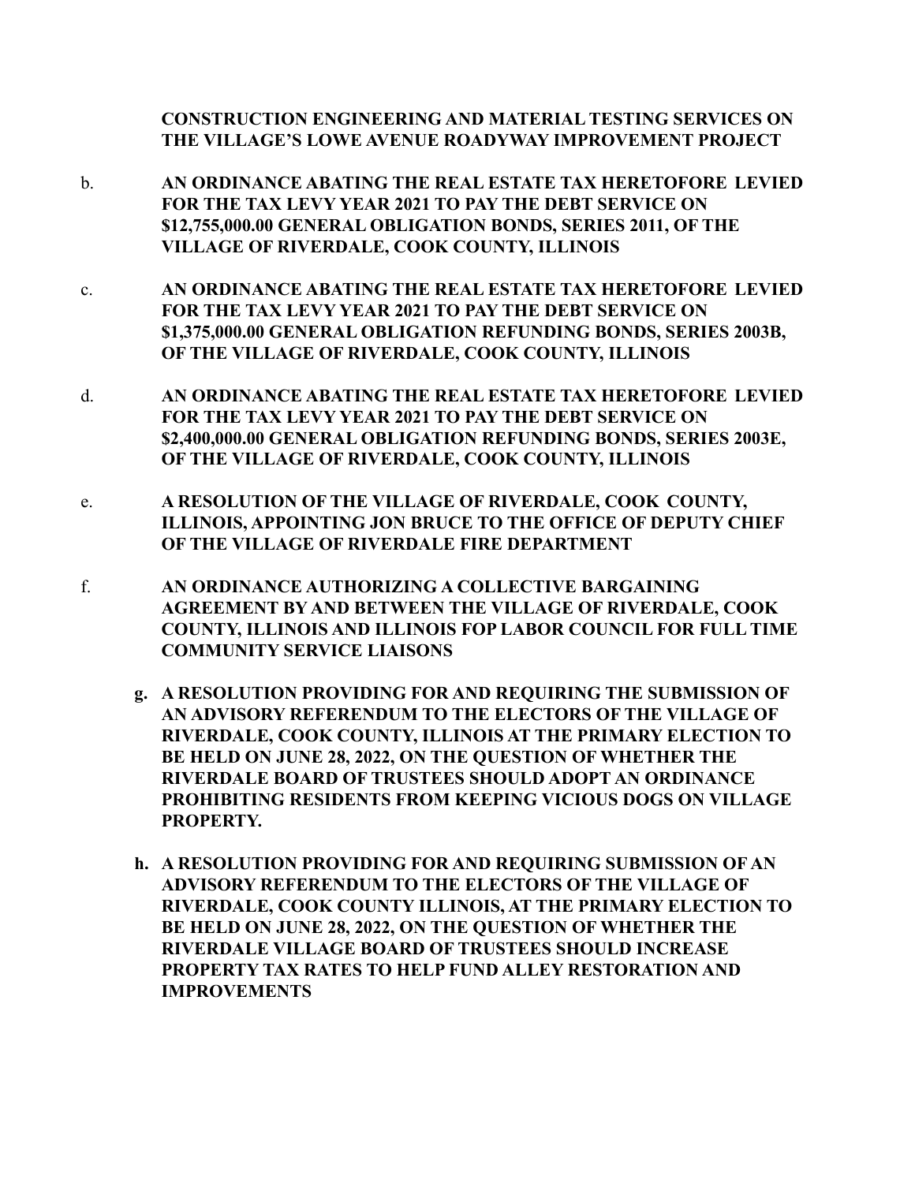**CONSTRUCTION ENGINEERING AND MATERIAL TESTING SERVICES ON THE VILLAGE'S LOWE AVENUE ROADWAY IMPROVEMENT PROJECT**

b. **AN ORDINANCE ABATING THE REAL ESTATE TAX HERETOFORE LEVIED FOR THE TAX LEVY YEAR 2021 TO PAY THE DEBT SERVICE ON $12,755,000.00 GENERAL OBLIGATION BONDS, SERIES 2011, OF THE VILLAGE OF RIVERDALE, COOK COUNTY, ILLINOIS**

c. **AN ORDINANCE ABATING THE REAL ESTATE TAX HERETOFORE LEVIED FOR THE TAX LEVY YEAR 2021 TO PAY THE DEBT SERVICE ON $1,375,000.00 GENERAL OBLIGATION REFUNDING BONDS, SERIES 2003B, OF THE VILLAGE OF RIVERDALE, COOK COUNTY, ILLINOIS**

d. **AN ORDINANCE ABATING THE REAL ESTATE TAX HERETOFORE LEVIED FOR THE TAX LEVY YEAR 2021 TO PAY THE DEBT SERVICE ON $2,400,000.00 GENERAL OBLIGATION REFUNDING BONDS, SERIES 2003E, OF THE VILLAGE OF RIVERDALE, COOK COUNTY, ILLINOIS**

e. **A RESOLUTION OF THE VILLAGE OF RIVERDALE, COOK COUNTY, ILLINOIS, APPOINTING JON BRUCE TO THE OFFICE OF DEPUTY CHIEF OF THE VILLAGE OF RIVERDALE FIRE DEPARTMENT**

f. **AN ORDINANCE AUTHORIZING A COLLECTIVE BARGAINING AGREEMENT BY AND BETWEEN THE VILLAGE OF RIVERDALE, COOK COUNTY, ILLINOIS AND ILLINOIS FOP LABOR COUNCIL FOR FULL TIME COMMUNITY SERVICE LIAISONS**

**g. A RESOLUTION PROVIDING FOR AND REQUIRING THE SUBMISSION OF AN ADVISORY REFERENDUM TO THE ELECTORS OF THE VILLAGE OF RIVERDALE, COOK COUNTY, ILLINOIS AT THE PRIMARY ELECTION TO BE HELD ON JUNE 28, 2022, ON THE QUESTION OF WHETHER THE RIVERDALE BOARD OF TRUSTEES SHOULD ADOPT AN ORDINANCE PROHIBITING RESIDENTS FROM KEEPING VICIOUS DOGS ON VILLAGE PROPERTY.**

**h. A RESOLUTION PROVIDING FOR AND REQUIRING SUBMISSION OF AN ADVISORY REFERENDUM TO THE ELECTORS OF THE VILLAGE OF RIVERDALE, COOK COUNTY ILLINOIS, AT THE PRIMARY ELECTION TO BE HELD ON JUNE 28, 2022, ON THE QUESTION OF WHETHER THE RIVERDALE VILLAGE BOARD OF TRUSTEES SHOULD INCREASE PROPERTY TAX RATES TO HELP FUND ALLEY RESTORATION AND IMPROVEMENTS**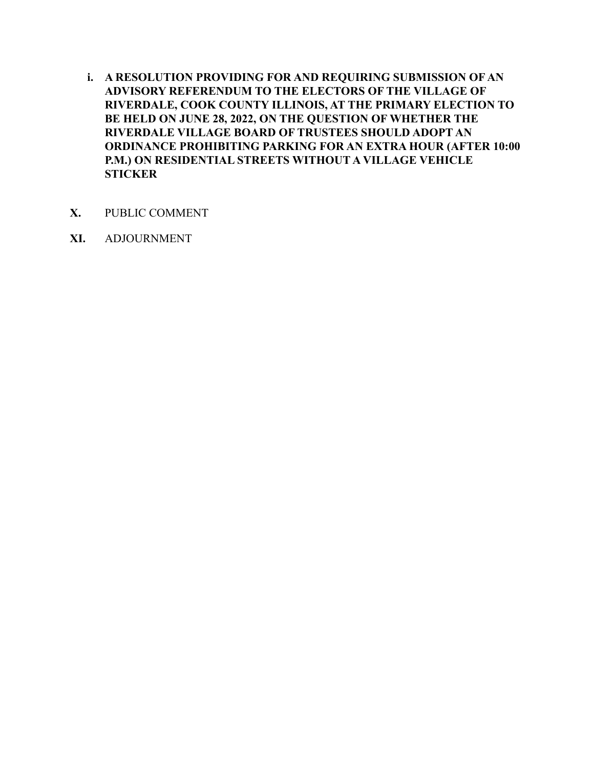i. **A RESOLUTION PROVIDING FOR AND REQUIRING SUBMISSION OF AN ADVISORY REFERENDUM TO THE ELECTORS OF THE VILLAGE OF RIVERDALE, COOK COUNTY ILLINOIS, AT THE PRIMARY ELECTION TO BE HELD ON JUNE 28, 2022, ON THE QUESTION OF WHETHER THE RIVERDALE VILLAGE BOARD OF TRUSTEES SHOULD ADOPT AN ORDINANCE PROHIBITING PARKING FOR AN EXTRA HOUR (AFTER 10:00 P.M.) ON RESIDENTIAL STREETS WITHOUT A VILLAGE VEHICLE STICKER**

**X.** PUBLIC COMMENT

**XI.** ADJOURNMENT